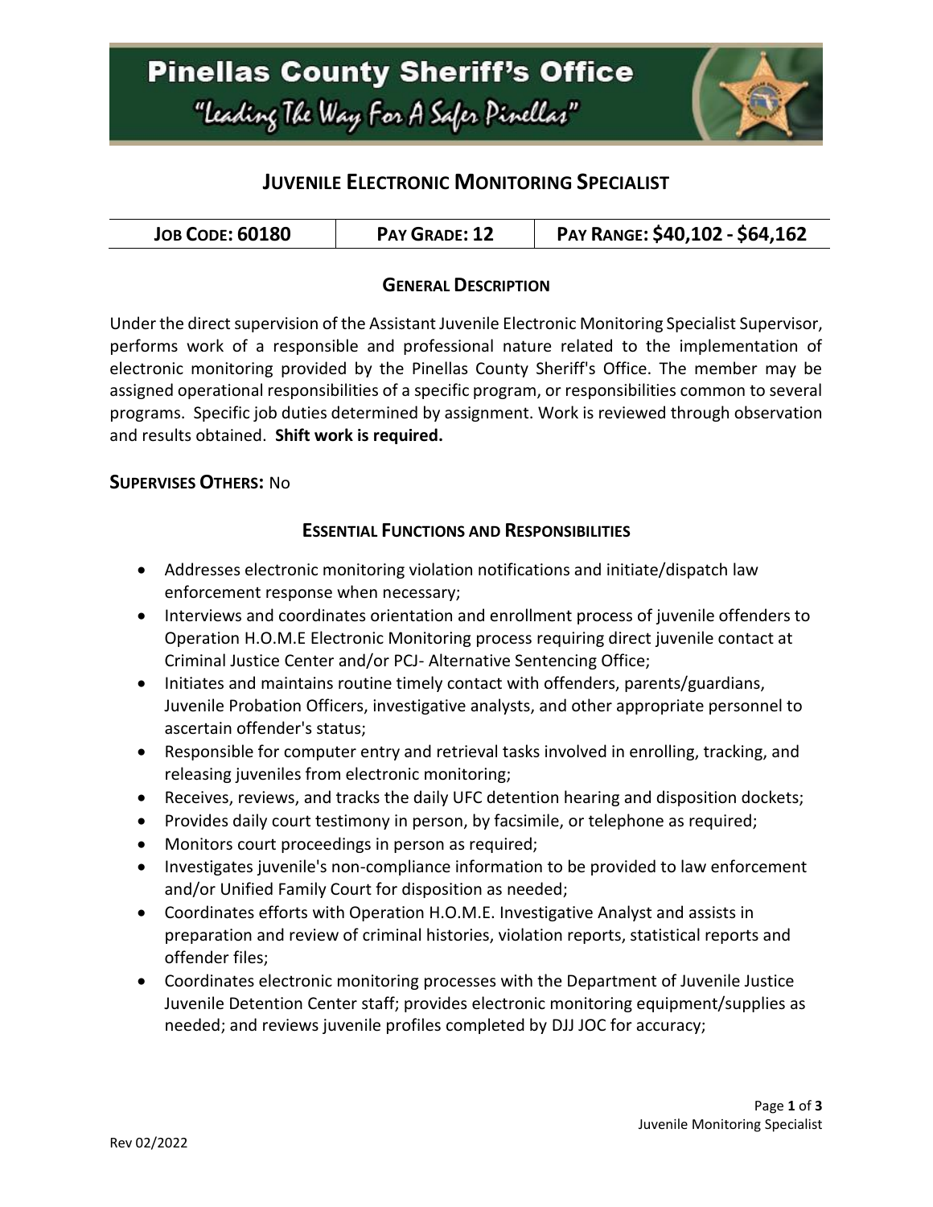# Pinellas County Sheriff's Office

"Leading The Way For A Safer Pinellas"

## JUVENILE ELECTRONIC MONITORING SPECIALIST

| JOB CODE: 60180 | PAY GRADE: 12 | PAY RANGE: $40,102 - $64,162 |
|---|---|---|

### GENERAL DESCRIPTION

Under the direct supervision of the Assistant Juvenile Electronic Monitoring Specialist Supervisor, performs work of a responsible and professional nature related to the implementation of electronic monitoring provided by the Pinellas County Sheriff's Office. The member may be assigned operational responsibilities of a specific program, or responsibilities common to several programs. Specific job duties determined by assignment. Work is reviewed through observation and results obtained. **Shift work is required.**

**SUPERVISES OTHERS:** No

### ESSENTIAL FUNCTIONS AND RESPONSIBILITIES

- Addresses electronic monitoring violation notifications and initiate/dispatch law enforcement response when necessary;
- Interviews and coordinates orientation and enrollment process of juvenile offenders to Operation H.O.M.E Electronic Monitoring process requiring direct juvenile contact at Criminal Justice Center and/or PCJ- Alternative Sentencing Office;
- Initiates and maintains routine timely contact with offenders, parents/guardians, Juvenile Probation Officers, investigative analysts, and other appropriate personnel to ascertain offender's status;
- Responsible for computer entry and retrieval tasks involved in enrolling, tracking, and releasing juveniles from electronic monitoring;
- Receives, reviews, and tracks the daily UFC detention hearing and disposition dockets;
- Provides daily court testimony in person, by facsimile, or telephone as required;
- Monitors court proceedings in person as required;
- Investigates juvenile's non-compliance information to be provided to law enforcement and/or Unified Family Court for disposition as needed;
- Coordinates efforts with Operation H.O.M.E. Investigative Analyst and assists in preparation and review of criminal histories, violation reports, statistical reports and offender files;
- Coordinates electronic monitoring processes with the Department of Juvenile Justice Juvenile Detention Center staff; provides electronic monitoring equipment/supplies as needed; and reviews juvenile profiles completed by DJJ JOC for accuracy;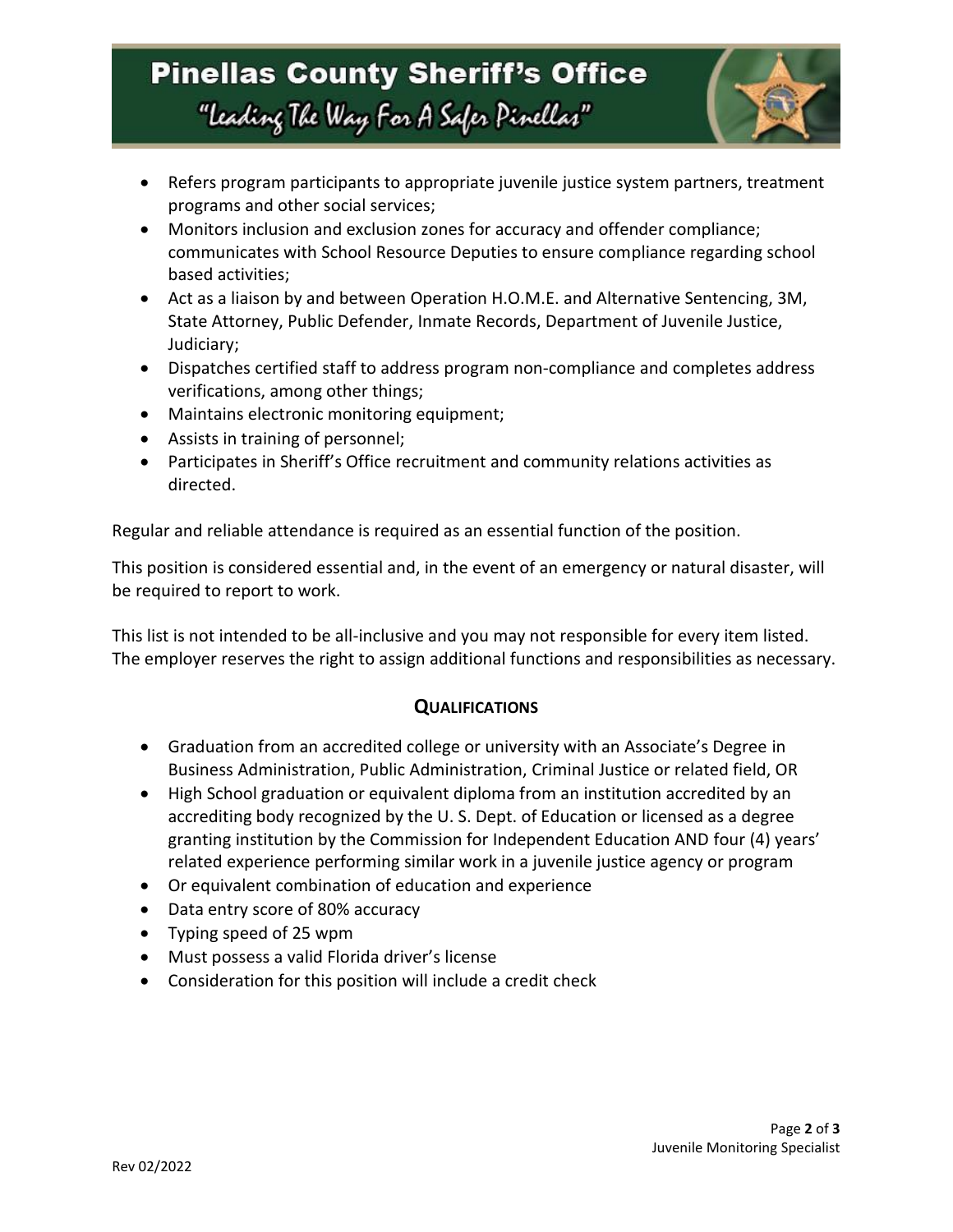- Refers program participants to appropriate juvenile justice system partners, treatment programs and other social services;
- Monitors inclusion and exclusion zones for accuracy and offender compliance; communicates with School Resource Deputies to ensure compliance regarding school based activities;
- Act as a liaison by and between Operation H.O.M.E. and Alternative Sentencing, 3M, State Attorney, Public Defender, Inmate Records, Department of Juvenile Justice, Judiciary;
- Dispatches certified staff to address program non-compliance and completes address verifications, among other things;
- Maintains electronic monitoring equipment;
- Assists in training of personnel;
- Participates in Sheriff's Office recruitment and community relations activities as directed.

Regular and reliable attendance is required as an essential function of the position.

This position is considered essential and, in the event of an emergency or natural disaster, will be required to report to work.

This list is not intended to be all-inclusive and you may not responsible for every item listed. The employer reserves the right to assign additional functions and responsibilities as necessary.

## QUALIFICATIONS

- Graduation from an accredited college or university with an Associate's Degree in Business Administration, Public Administration, Criminal Justice or related field, OR
- High School graduation or equivalent diploma from an institution accredited by an accrediting body recognized by the U. S. Dept. of Education or licensed as a degree granting institution by the Commission for Independent Education AND four (4) years' related experience performing similar work in a juvenile justice agency or program
- Or equivalent combination of education and experience
- Data entry score of 80% accuracy
- Typing speed of 25 wpm
- Must possess a valid Florida driver's license
- Consideration for this position will include a credit check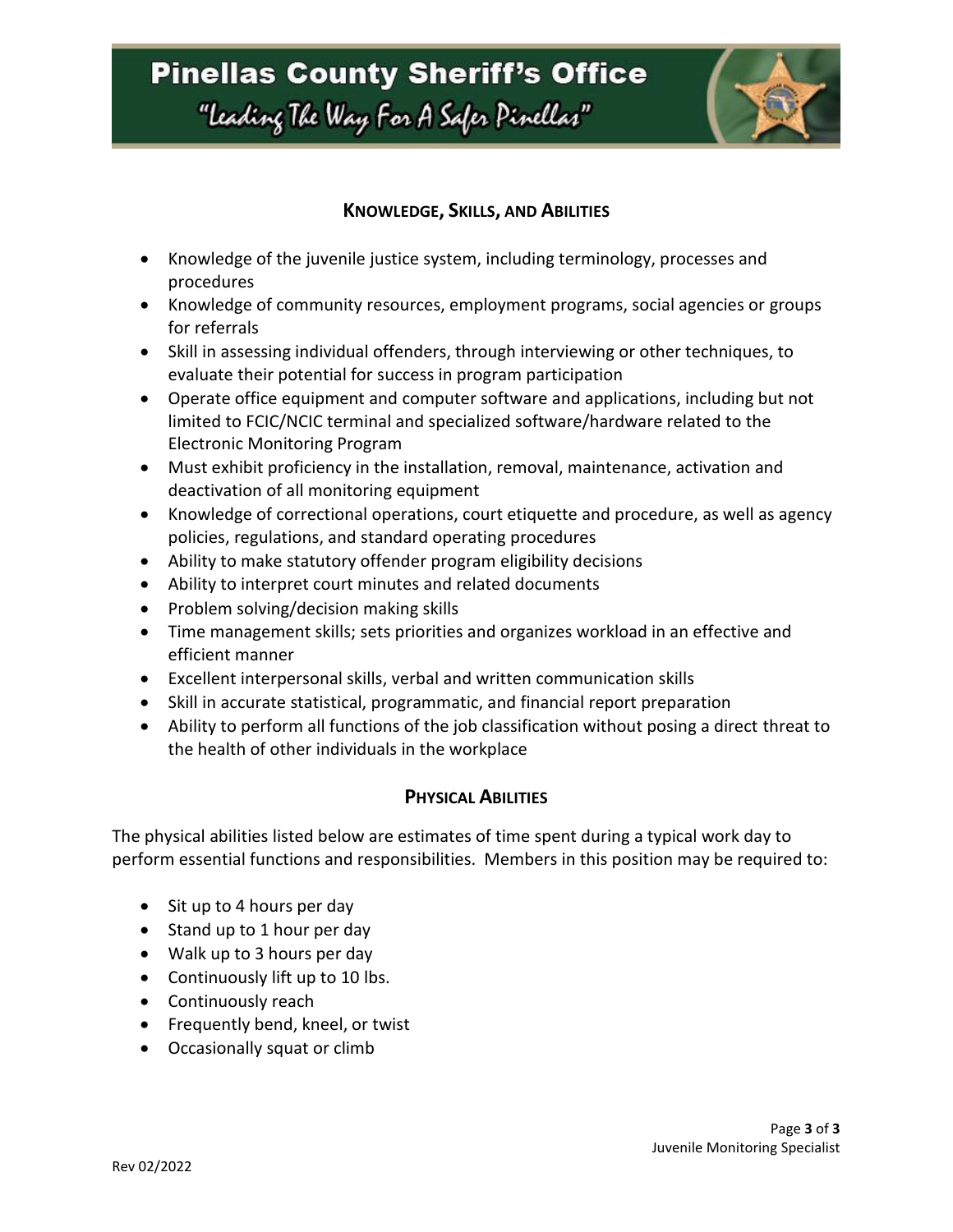## Knowledge, Skills, and Abilities

- Knowledge of the juvenile justice system, including terminology, processes and procedures
- Knowledge of community resources, employment programs, social agencies or groups for referrals
- Skill in assessing individual offenders, through interviewing or other techniques, to evaluate their potential for success in program participation
- Operate office equipment and computer software and applications, including but not limited to FCIC/NCIC terminal and specialized software/hardware related to the Electronic Monitoring Program
- Must exhibit proficiency in the installation, removal, maintenance, activation and deactivation of all monitoring equipment
- Knowledge of correctional operations, court etiquette and procedure, as well as agency policies, regulations, and standard operating procedures
- Ability to make statutory offender program eligibility decisions
- Ability to interpret court minutes and related documents
- Problem solving/decision making skills
- Time management skills; sets priorities and organizes workload in an effective and efficient manner
- Excellent interpersonal skills, verbal and written communication skills
- Skill in accurate statistical, programmatic, and financial report preparation
- Ability to perform all functions of the job classification without posing a direct threat to the health of other individuals in the workplace

## Physical Abilities

The physical abilities listed below are estimates of time spent during a typical work day to perform essential functions and responsibilities. Members in this position may be required to:

- Sit up to 4 hours per day
- Stand up to 1 hour per day
- Walk up to 3 hours per day
- Continuously lift up to 10 lbs.
- Continuously reach
- Frequently bend, kneel, or twist
- Occasionally squat or climb

Rev 02/2022